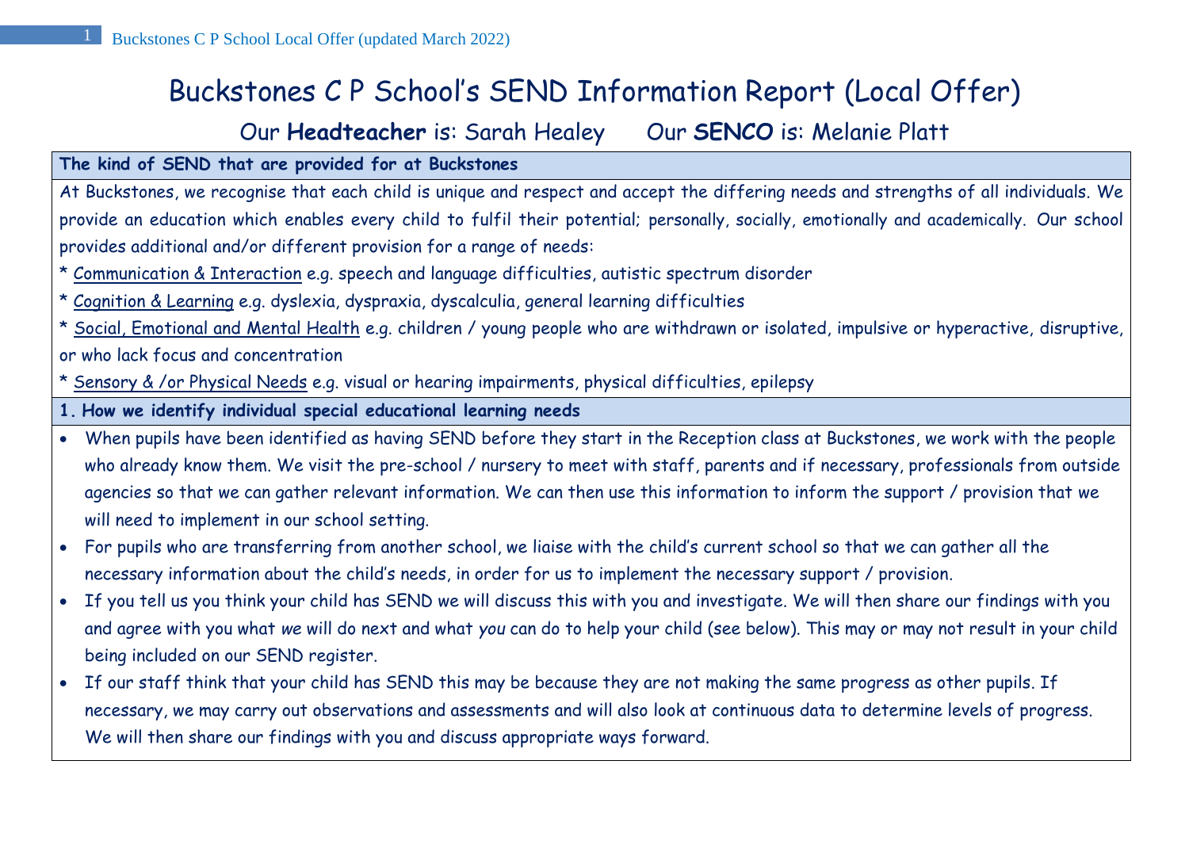# Buckstones C P School's SEND Information Report (Local Offer)

Our **Headteacher** is: Sarah Healey Our **SENCO** is: Melanie Platt

## The kind of SEND that are provided for at Buckstones

At Buckstones, we recognise that each child is unique and respect and accept the differing needs and strengths of all individuals. We provide an education which enables every child to fulfil their potential; personally, socially, emotionally and academically. Our school provides additional and/or different provision for a range of needs:

* <u>Communication & Interaction</u> e.g. speech and language difficulties, autistic spectrum disorder
* <u>Cognition & Learning</u> e.g. dyslexia, dyspraxia, dyscalculia, general learning difficulties
* <u>Social, Emotional and Mental Health</u> e.g. children / young people who are withdrawn or isolated, impulsive or hyperactive, disruptive, or who lack focus and concentration
* <u>Sensory & /or Physical Needs</u> e.g. visual or hearing impairments, physical difficulties, epilepsy

## 1. How we identify individual special educational learning needs

- When pupils have been identified as having SEND before they start in the Reception class at Buckstones, we work with the people who already know them. We visit the pre-school / nursery to meet with staff, parents and if necessary, professionals from outside agencies so that we can gather relevant information. We can then use this information to inform the support / provision that we will need to implement in our school setting.
- For pupils who are transferring from another school, we liaise with the child's current school so that we can gather all the necessary information about the child's needs, in order for us to implement the necessary support / provision.
- If you tell us you think your child has SEND we will discuss this with you and investigate. We will then share our findings with you and agree with you what *we* will do next and what *you* can do to help your child (see below). This may or may not result in your child being included on our SEND register.
- If our staff think that your child has SEND this may be because they are not making the same progress as other pupils. If necessary, we may carry out observations and assessments and will also look at continuous data to determine levels of progress. We will then share our findings with you and discuss appropriate ways forward.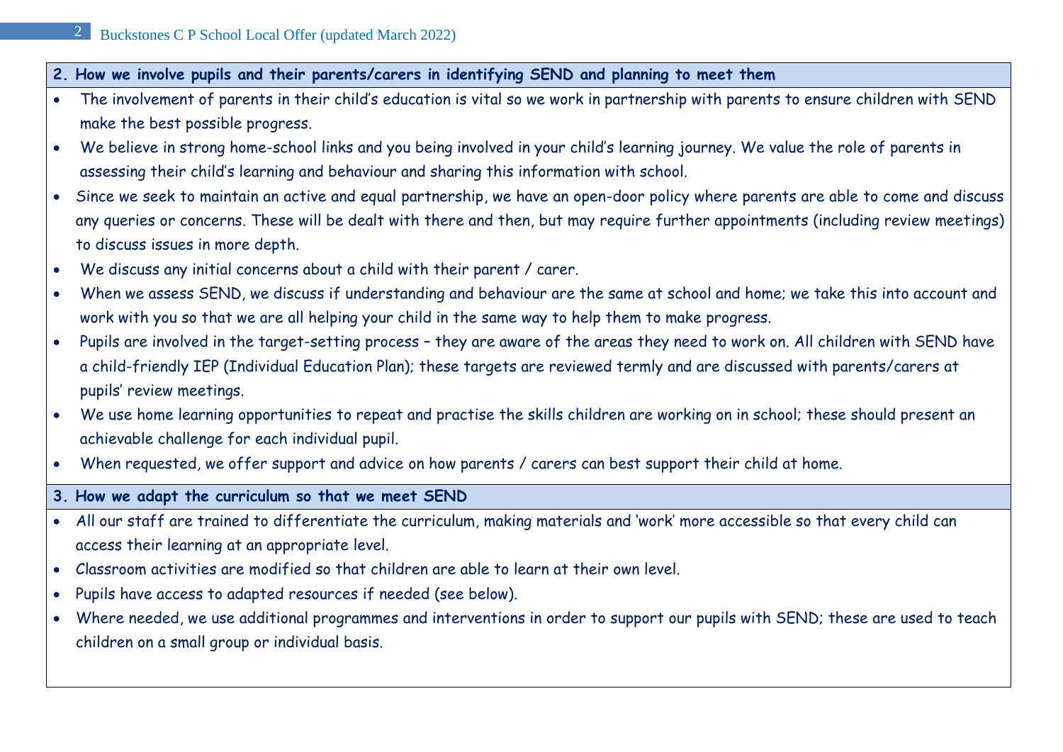## 2. How we involve pupils and their parents/carers in identifying SEND and planning to meet them

- The involvement of parents in their child's education is vital so we work in partnership with parents to ensure children with SEND make the best possible progress.
- We believe in strong home-school links and you being involved in your child's learning journey. We value the role of parents in assessing their child's learning and behaviour and sharing this information with school.
- Since we seek to maintain an active and equal partnership, we have an open-door policy where parents are able to come and discuss any queries or concerns. These will be dealt with there and then, but may require further appointments (including review meetings) to discuss issues in more depth.
- We discuss any initial concerns about a child with their parent / carer.
- When we assess SEND, we discuss if understanding and behaviour are the same at school and home; we take this into account and work with you so that we are all helping your child in the same way to help them to make progress.
- Pupils are involved in the target-setting process – they are aware of the areas they need to work on. All children with SEND have a child-friendly IEP (Individual Education Plan); these targets are reviewed termly and are discussed with parents/carers at pupils' review meetings.
- We use home learning opportunities to repeat and practise the skills children are working on in school; these should present an achievable challenge for each individual pupil.
- When requested, we offer support and advice on how parents / carers can best support their child at home.

## 3. How we adapt the curriculum so that we meet SEND

- All our staff are trained to differentiate the curriculum, making materials and 'work' more accessible so that every child can access their learning at an appropriate level.
- Classroom activities are modified so that children are able to learn at their own level.
- Pupils have access to adapted resources if needed (see below).
- Where needed, we use additional programmes and interventions in order to support our pupils with SEND; these are used to teach children on a small group or individual basis.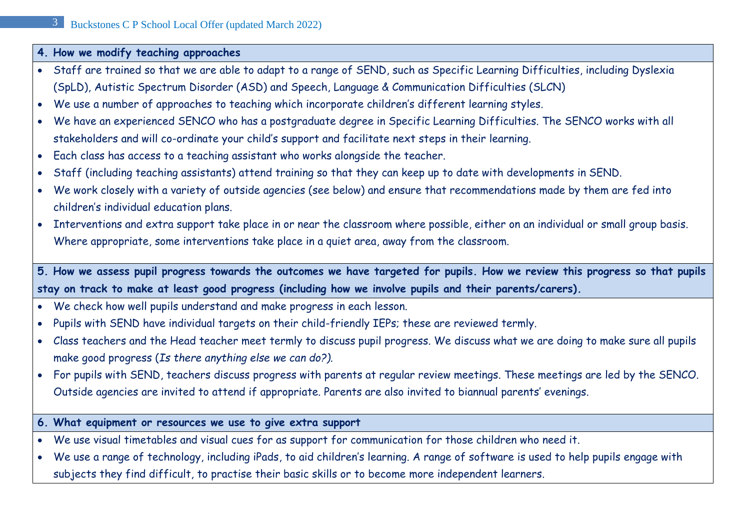## 4. How we modify teaching approaches

- Staff are trained so that we are able to adapt to a range of SEND, such as Specific Learning Difficulties, including Dyslexia (SpLD), Autistic Spectrum Disorder (ASD) and Speech, Language & Communication Difficulties (SLCN)
- We use a number of approaches to teaching which incorporate children's different learning styles.
- We have an experienced SENCO who has a postgraduate degree in Specific Learning Difficulties. The SENCO works with all stakeholders and will co-ordinate your child's support and facilitate next steps in their learning.
- Each class has access to a teaching assistant who works alongside the teacher.
- Staff (including teaching assistants) attend training so that they can keep up to date with developments in SEND.
- We work closely with a variety of outside agencies (see below) and ensure that recommendations made by them are fed into children's individual education plans.
- Interventions and extra support take place in or near the classroom where possible, either on an individual or small group basis. Where appropriate, some interventions take place in a quiet area, away from the classroom.

## 5. How we assess pupil progress towards the outcomes we have targeted for pupils. How we review this progress so that pupils stay on track to make at least good progress (including how we involve pupils and their parents/carers).

- We check how well pupils understand and make progress in each lesson.
- Pupils with SEND have individual targets on their child-friendly IEPs; these are reviewed termly.
- Class teachers and the Head teacher meet termly to discuss pupil progress. We discuss what we are doing to make sure all pupils make good progress (*Is there anything else we can do?).*
- For pupils with SEND, teachers discuss progress with parents at regular review meetings. These meetings are led by the SENCO. Outside agencies are invited to attend if appropriate. Parents are also invited to biannual parents' evenings.

## 6. What equipment or resources we use to give extra support

- We use visual timetables and visual cues for as support for communication for those children who need it.
- We use a range of technology, including iPads, to aid children's learning. A range of software is used to help pupils engage with subjects they find difficult, to practise their basic skills or to become more independent learners.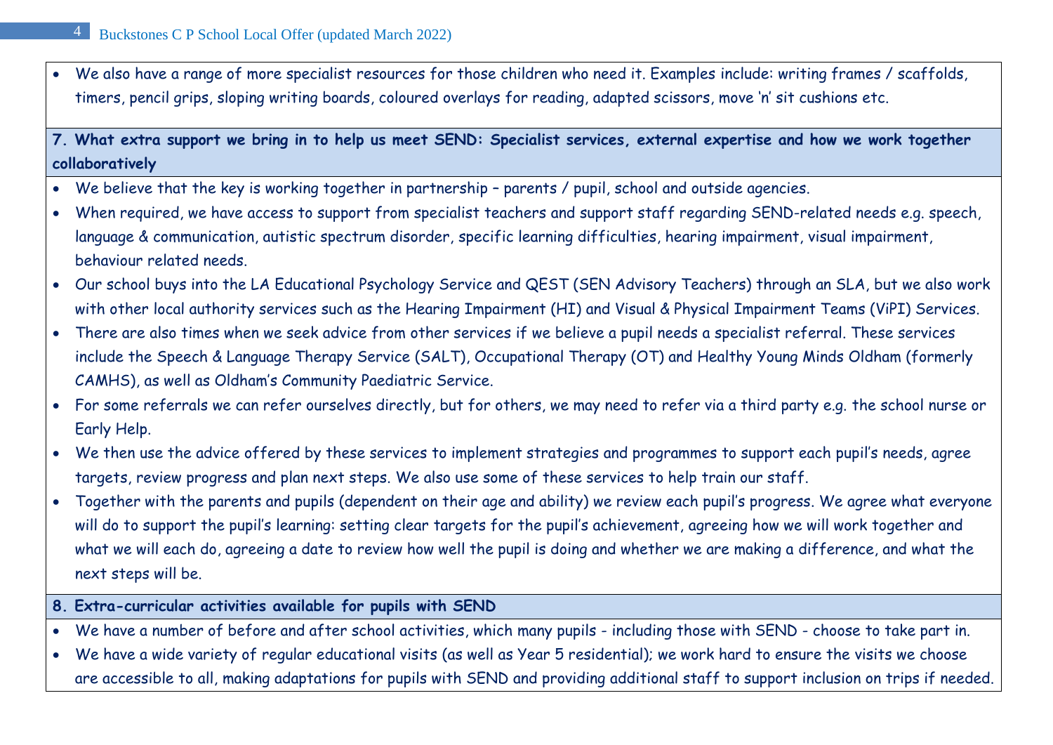- We also have a range of more specialist resources for those children who need it. Examples include: writing frames / scaffolds, timers, pencil grips, sloping writing boards, coloured overlays for reading, adapted scissors, move 'n' sit cushions etc.

**7. What extra support we bring in to help us meet SEND: Specialist services, external expertise and how we work together collaboratively**

- We believe that the key is working together in partnership – parents / pupil, school and outside agencies.
- When required, we have access to support from specialist teachers and support staff regarding SEND-related needs e.g. speech, language & communication, autistic spectrum disorder, specific learning difficulties, hearing impairment, visual impairment, behaviour related needs.
- Our school buys into the LA Educational Psychology Service and QEST (SEN Advisory Teachers) through an SLA, but we also work with other local authority services such as the Hearing Impairment (HI) and Visual & Physical Impairment Teams (ViPI) Services.
- There are also times when we seek advice from other services if we believe a pupil needs a specialist referral. These services include the Speech & Language Therapy Service (SALT), Occupational Therapy (OT) and Healthy Young Minds Oldham (formerly CAMHS), as well as Oldham's Community Paediatric Service.
- For some referrals we can refer ourselves directly, but for others, we may need to refer via a third party e.g. the school nurse or Early Help.
- We then use the advice offered by these services to implement strategies and programmes to support each pupil's needs, agree targets, review progress and plan next steps. We also use some of these services to help train our staff.
- Together with the parents and pupils (dependent on their age and ability) we review each pupil's progress. We agree what everyone will do to support the pupil's learning: setting clear targets for the pupil's achievement, agreeing how we will work together and what we will each do, agreeing a date to review how well the pupil is doing and whether we are making a difference, and what the next steps will be.

**8. Extra-curricular activities available for pupils with SEND**

- We have a number of before and after school activities, which many pupils - including those with SEND - choose to take part in.
- We have a wide variety of regular educational visits (as well as Year 5 residential); we work hard to ensure the visits we choose are accessible to all, making adaptations for pupils with SEND and providing additional staff to support inclusion on trips if needed.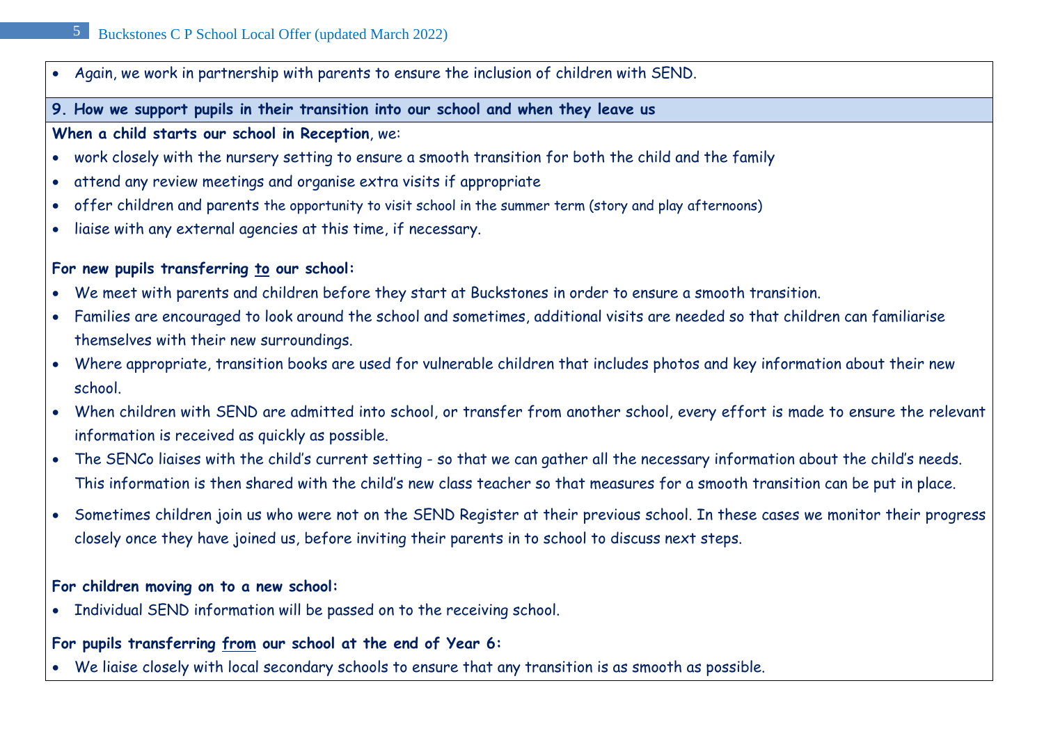- Again, we work in partnership with parents to ensure the inclusion of children with SEND.

## 9. How we support pupils in their transition into our school and when they leave us

**When a child starts our school in Reception**, we:

- work closely with the nursery setting to ensure a smooth transition for both the child and the family
- attend any review meetings and organise extra visits if appropriate
- offer children and parents the opportunity to visit school in the summer term (story and play afternoons)
- liaise with any external agencies at this time, if necessary.

**For new pupils transferring <u>to</u> our school:**

- We meet with parents and children before they start at Buckstones in order to ensure a smooth transition.
- Families are encouraged to look around the school and sometimes, additional visits are needed so that children can familiarise themselves with their new surroundings.
- Where appropriate, transition books are used for vulnerable children that includes photos and key information about their new school.
- When children with SEND are admitted into school, or transfer from another school, every effort is made to ensure the relevant information is received as quickly as possible.
- The SENCo liaises with the child's current setting - so that we can gather all the necessary information about the child's needs. This information is then shared with the child's new class teacher so that measures for a smooth transition can be put in place.
- Sometimes children join us who were not on the SEND Register at their previous school. In these cases we monitor their progress closely once they have joined us, before inviting their parents in to school to discuss next steps.

**For children moving on to a new school:**

- Individual SEND information will be passed on to the receiving school.

**For pupils transferring <u>from</u> our school at the end of Year 6:**

- We liaise closely with local secondary schools to ensure that any transition is as smooth as possible.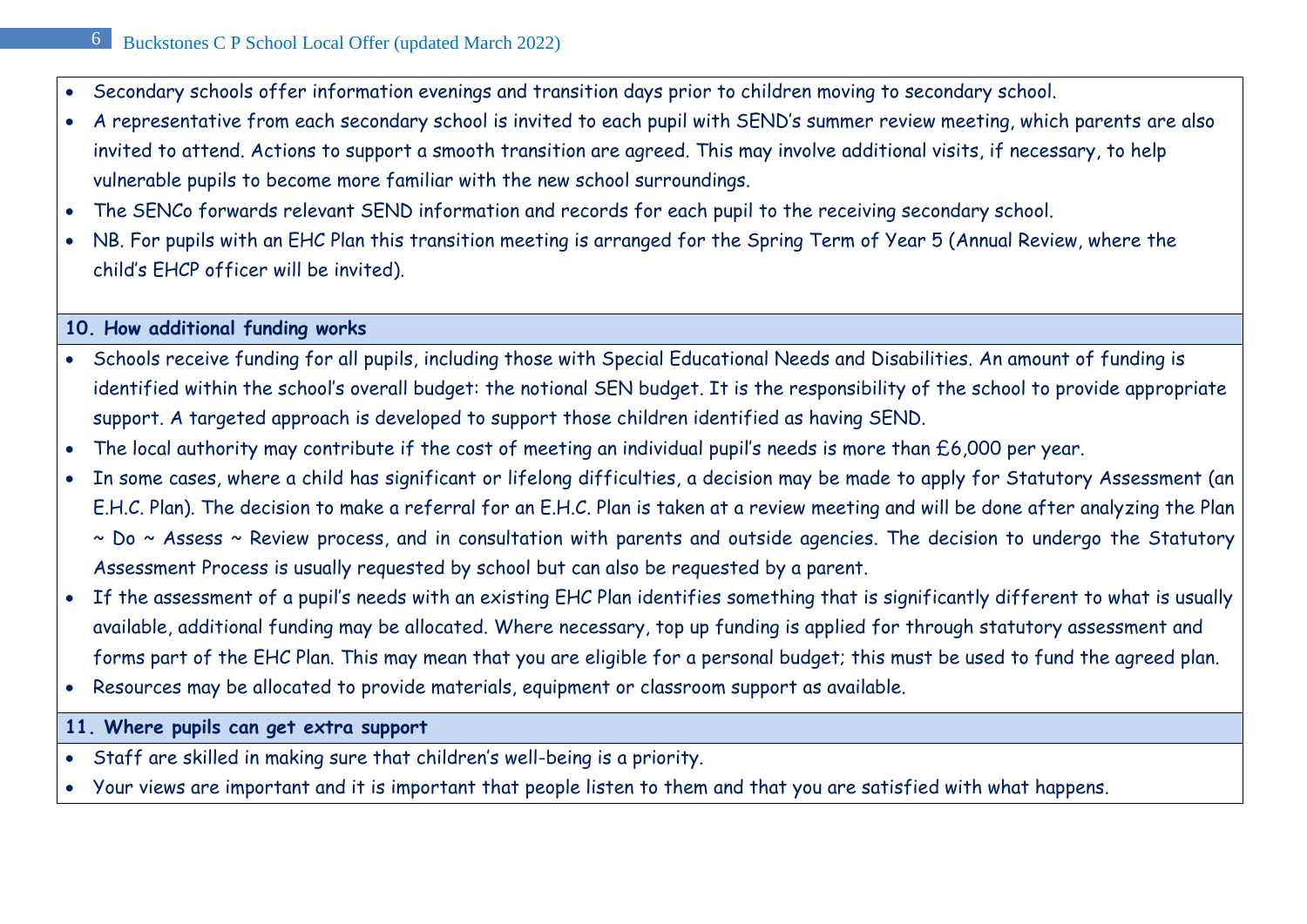- Secondary schools offer information evenings and transition days prior to children moving to secondary school.
- A representative from each secondary school is invited to each pupil with SEND's summer review meeting, which parents are also invited to attend. Actions to support a smooth transition are agreed. This may involve additional visits, if necessary, to help vulnerable pupils to become more familiar with the new school surroundings.
- The SENCo forwards relevant SEND information and records for each pupil to the receiving secondary school.
- NB. For pupils with an EHC Plan this transition meeting is arranged for the Spring Term of Year 5 (Annual Review, where the child's EHCP officer will be invited).

## 10. How additional funding works

- Schools receive funding for all pupils, including those with Special Educational Needs and Disabilities. An amount of funding is identified within the school's overall budget: the notional SEN budget. It is the responsibility of the school to provide appropriate support. A targeted approach is developed to support those children identified as having SEND.
- The local authority may contribute if the cost of meeting an individual pupil's needs is more than £6,000 per year.
- In some cases, where a child has significant or lifelong difficulties, a decision may be made to apply for Statutory Assessment (an E.H.C. Plan). The decision to make a referral for an E.H.C. Plan is taken at a review meeting and will be done after analyzing the Plan ~ Do ~ Assess ~ Review process, and in consultation with parents and outside agencies. The decision to undergo the Statutory Assessment Process is usually requested by school but can also be requested by a parent.
- If the assessment of a pupil's needs with an existing EHC Plan identifies something that is significantly different to what is usually available, additional funding may be allocated. Where necessary, top up funding is applied for through statutory assessment and forms part of the EHC Plan. This may mean that you are eligible for a personal budget; this must be used to fund the agreed plan.
- Resources may be allocated to provide materials, equipment or classroom support as available.

## 11. Where pupils can get extra support

- Staff are skilled in making sure that children's well-being is a priority.
- Your views are important and it is important that people listen to them and that you are satisfied with what happens.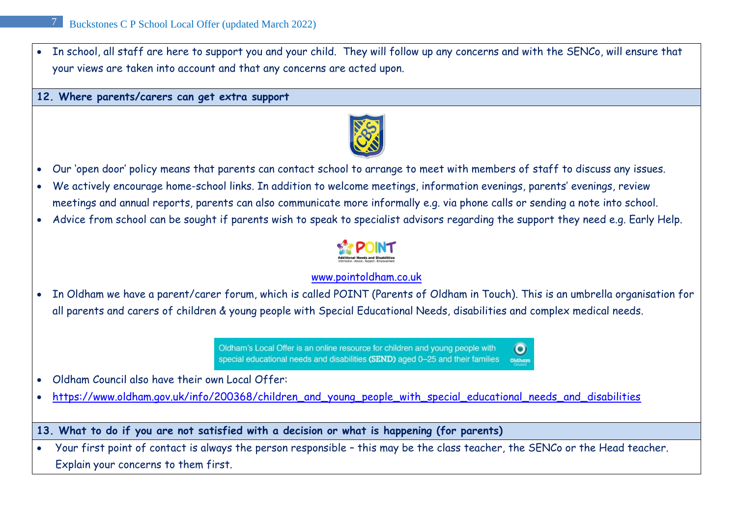- In school, all staff are here to support you and your child. They will follow up any concerns and with the SENCo, will ensure that your views are taken into account and that any concerns are acted upon.

## 12. Where parents/carers can get extra support

- Our 'open door' policy means that parents can contact school to arrange to meet with members of staff to discuss any issues.
- We actively encourage home-school links. In addition to welcome meetings, information evenings, parents' evenings, review meetings and annual reports, parents can also communicate more informally e.g. via phone calls or sending a note into school.
- Advice from school can be sought if parents wish to speak to specialist advisors regarding the support they need e.g. Early Help.

POINT
Additional Needs and Disabilities
Information - Advice - Support - Empowerment

www.pointoldham.co.uk

- In Oldham we have a parent/carer forum, which is called POINT (Parents of Oldham in Touch). This is an umbrella organisation for all parents and carers of children & young people with Special Educational Needs, disabilities and complex medical needs.

Oldham's Local Offer is an online resource for children and young people with special educational needs and disabilities **(SEND)** aged 0–25 and their families

- Oldham Council also have their own Local Offer:
- https://www.oldham.gov.uk/info/200368/children_and_young_people_with_special_educational_needs_and_disabilities

## 13. What to do if you are not satisfied with a decision or what is happening (for parents)

- Your first point of contact is always the person responsible – this may be the class teacher, the SENCo or the Head teacher. Explain your concerns to them first.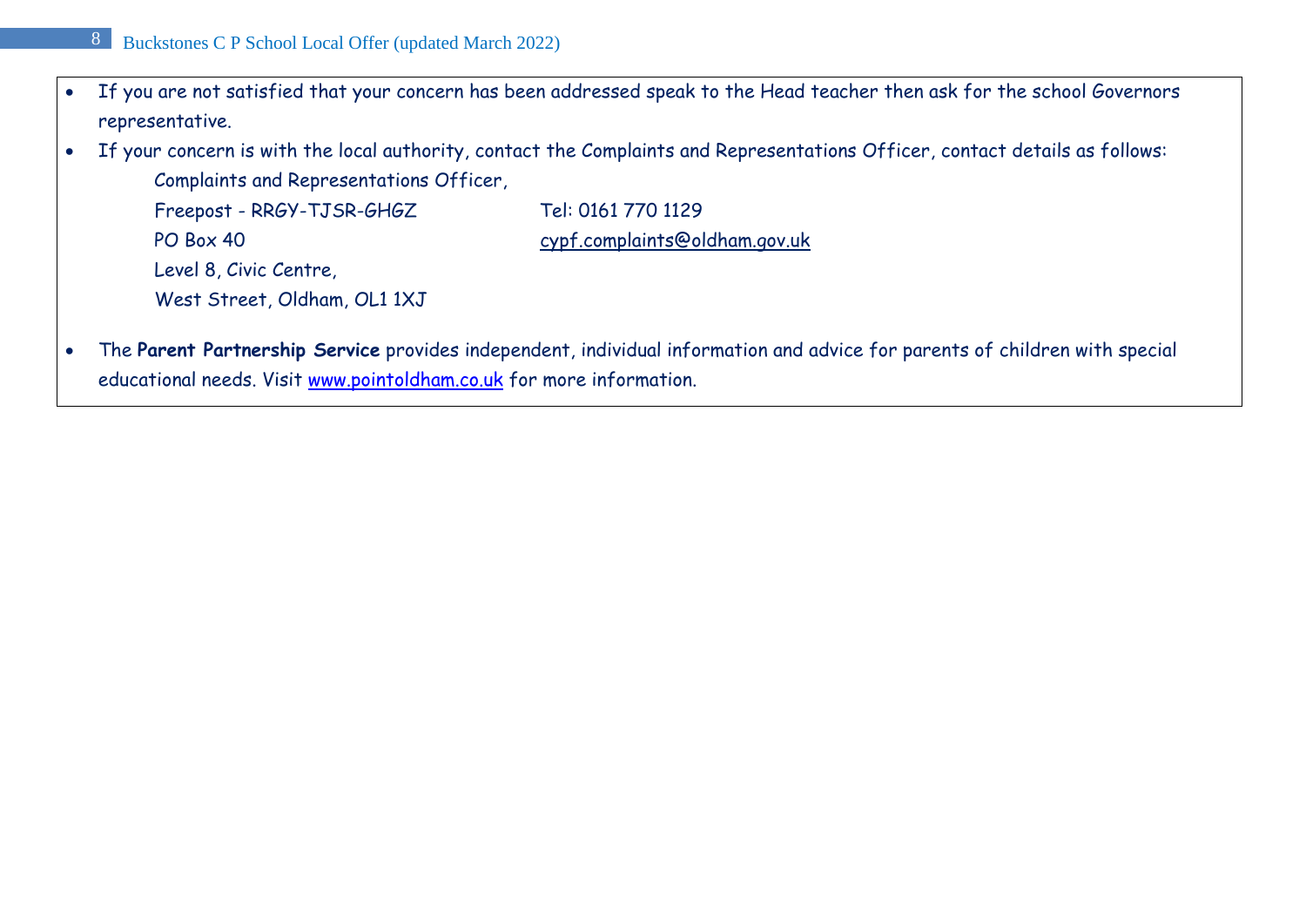- If you are not satisfied that your concern has been addressed speak to the Head teacher then ask for the school Governors representative.
- If your concern is with the local authority, contact the Complaints and Representations Officer, contact details as follows:

  Complaints and Representations Officer,
  Freepost - RRGY-TJSR-GHGZ
  PO Box 40
  Level 8, Civic Centre,
  West Street, Oldham, OL1 1XJ

  Tel: 0161 770 1129
  cypf.complaints@oldham.gov.uk

- The **Parent Partnership Service** provides independent, individual information and advice for parents of children with special educational needs. Visit www.pointoldham.co.uk for more information.